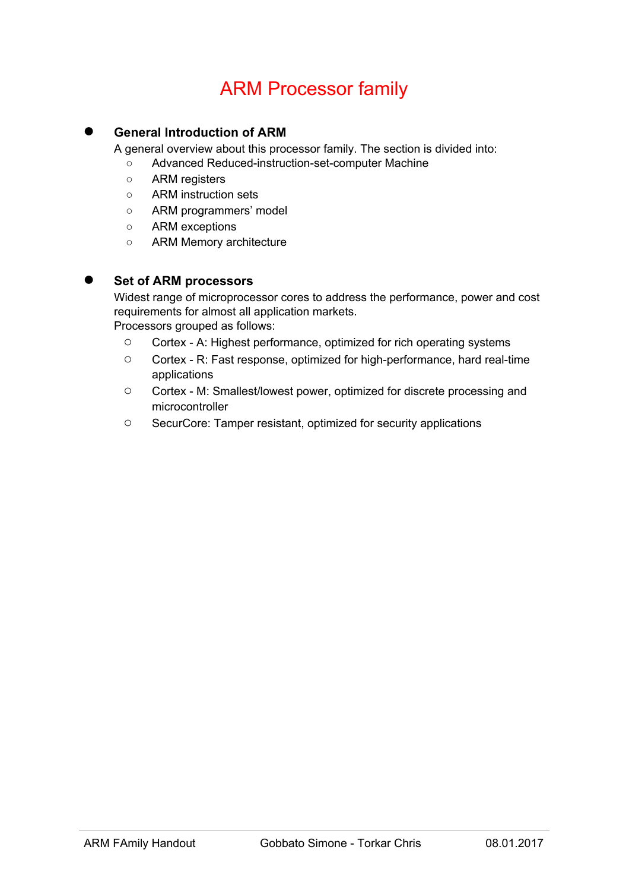# ARM Processor family

- **General Introduction of ARM**

  A general overview about this processor family. The section is divided into:
  - Advanced Reduced-instruction-set-computer Machine
  - ARM registers
  - ARM instruction sets
  - ARM programmers' model
  - ARM exceptions
  - ARM Memory architecture

- **Set of ARM processors**

  Widest range of microprocessor cores to address the performance, power and cost requirements for almost all application markets.
  Processors grouped as follows:
  - Cortex - A: Highest performance, optimized for rich operating systems
  - Cortex - R: Fast response, optimized for high-performance, hard real-time applications
  - Cortex - M: Smallest/lowest power, optimized for discrete processing and microcontroller
  - SecurCore: Tamper resistant, optimized for security applications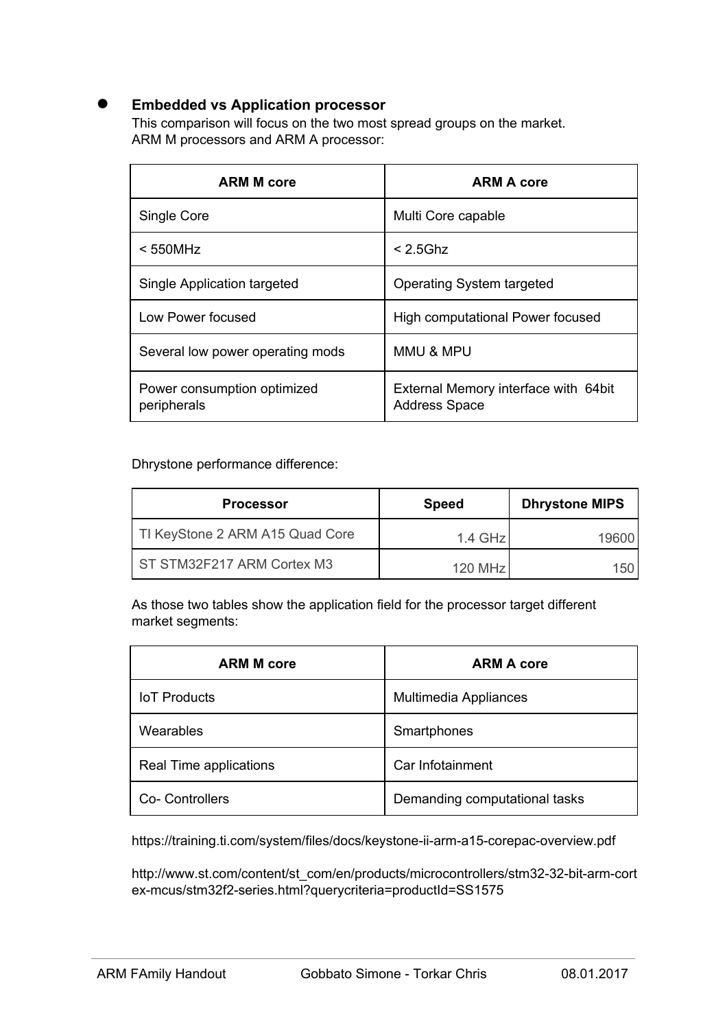- **Embedded vs Application processor**

  This comparison will focus on the two most spread groups on the market.
  ARM M processors and ARM A processor:

| ARM M core | ARM A core |
|---|---|
| Single Core | Multi Core capable |
| < 550MHz | < 2.5Ghz |
| Single Application targeted | Operating System targeted |
| Low Power focused | High computational Power focused |
| Several low power operating mods | MMU & MPU |
| Power consumption optimized peripherals | External Memory interface with 64bit Address Space |

Dhrystone performance difference:

| Processor | Speed | Dhrystone MIPS |
|---|---|---|
| TI KeyStone 2 ARM A15 Quad Core | 1.4 GHz | 19600 |
| ST STM32F217 ARM Cortex M3 | 120 MHz | 150 |

As those two tables show the application field for the processor target different market segments:

| ARM M core | ARM A core |
|---|---|
| IoT Products | Multimedia Appliances |
| Wearables | Smartphones |
| Real Time applications | Car Infotainment |
| Co- Controllers | Demanding computational tasks |

https://training.ti.com/system/files/docs/keystone-ii-arm-a15-corepac-overview.pdf

http://www.st.com/content/st_com/en/products/microcontrollers/stm32-32-bit-arm-cortex-mcus/stm32f2-series.html?querycriteria=productId=SS1575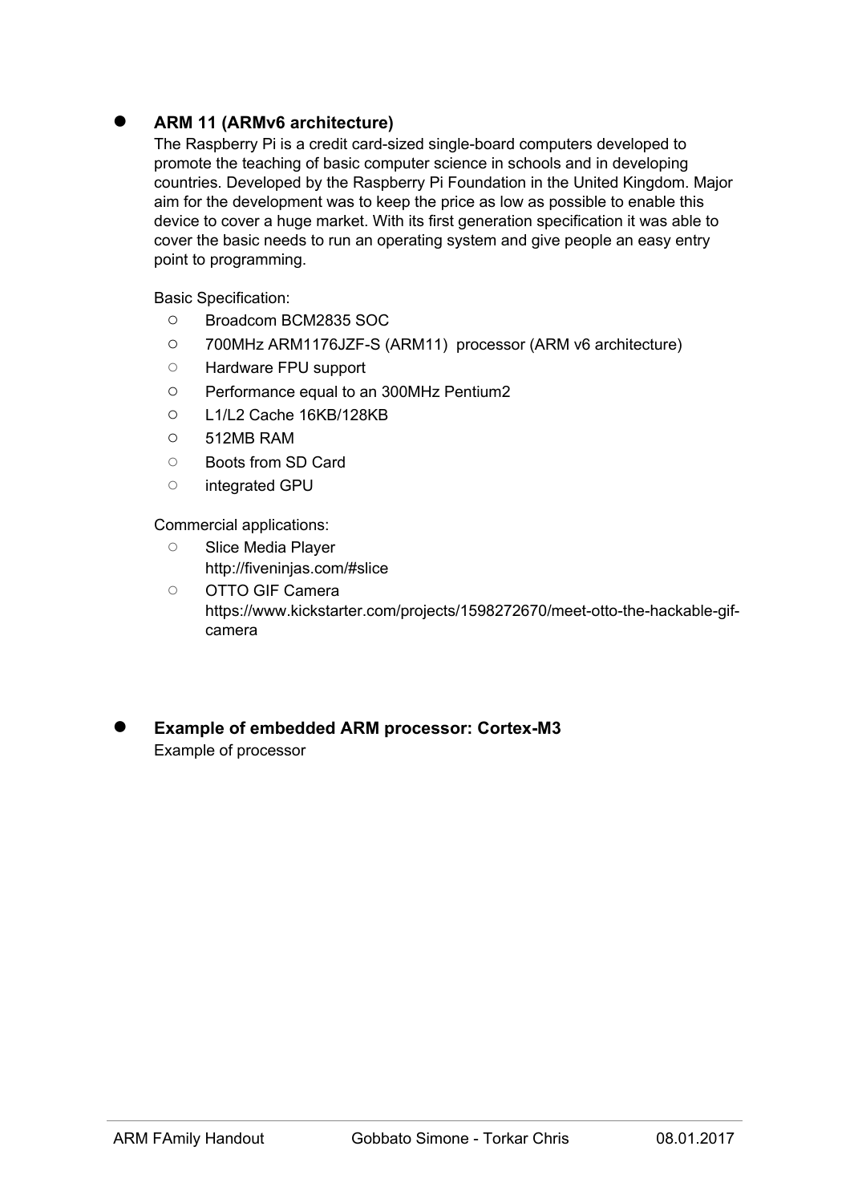- **ARM 11 (ARMv6 architecture)**
  The Raspberry Pi is a credit card-sized single-board computers developed to promote the teaching of basic computer science in schools and in developing countries. Developed by the Raspberry Pi Foundation in the United Kingdom. Major aim for the development was to keep the price as low as possible to enable this device to cover a huge market. With its first generation specification it was able to cover the basic needs to run an operating system and give people an easy entry point to programming.

  Basic Specification:
  - Broadcom BCM2835 SOC
  - 700MHz ARM1176JZF-S (ARM11) processor (ARM v6 architecture)
  - Hardware FPU support
  - Performance equal to an 300MHz Pentium2
  - L1/L2 Cache 16KB/128KB
  - 512MB RAM
  - Boots from SD Card
  - integrated GPU

  Commercial applications:
  - Slice Media Player
    http://fiveninjas.com/#slice
  - OTTO GIF Camera
    https://www.kickstarter.com/projects/1598272670/meet-otto-the-hackable-gif-camera

- **Example of embedded ARM processor: Cortex-M3**
  Example of processor